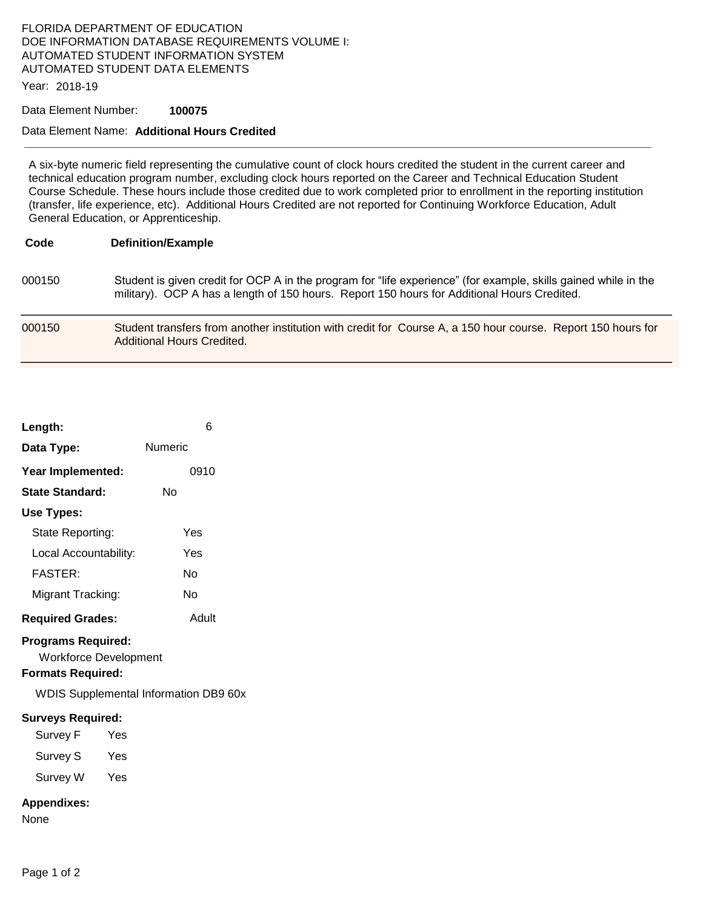FLORIDA DEPARTMENT OF EDUCATION
DOE INFORMATION DATABASE REQUIREMENTS VOLUME I:
AUTOMATED STUDENT INFORMATION SYSTEM
AUTOMATED STUDENT DATA ELEMENTS

Year: 2018-19

Data Element Number: **100075**

Data Element Name: **Additional Hours Credited**

---

A six-byte numeric field representing the cumulative count of clock hours credited the student in the current career and technical education program number, excluding clock hours reported on the Career and Technical Education Student Course Schedule. These hours include those credited due to work completed prior to enrollment in the reporting institution (transfer, life experience, etc). Additional Hours Credited are not reported for Continuing Workforce Education, Adult General Education, or Apprenticeship.

| Code | Definition/Example |
|---|---|
| 000150 | Student is given credit for OCP A in the program for "life experience" (for example, skills gained while in the military). OCP A has a length of 150 hours. Report 150 hours for Additional Hours Credited. |
| 000150 | Student transfers from another institution with credit for Course A, a 150 hour course. Report 150 hours for Additional Hours Credited. |

**Length:** 6

**Data Type:** Numeric

**Year Implemented:** 0910

**State Standard:** No

**Use Types:**

- State Reporting: Yes
- Local Accountability: Yes
- FASTER: No
- Migrant Tracking: No

**Required Grades:** Adult

**Programs Required:**

Workforce Development

**Formats Required:**

WDIS Supplemental Information DB9 60x

**Surveys Required:**

- Survey F Yes
- Survey S Yes
- Survey W Yes

**Appendixes:**

None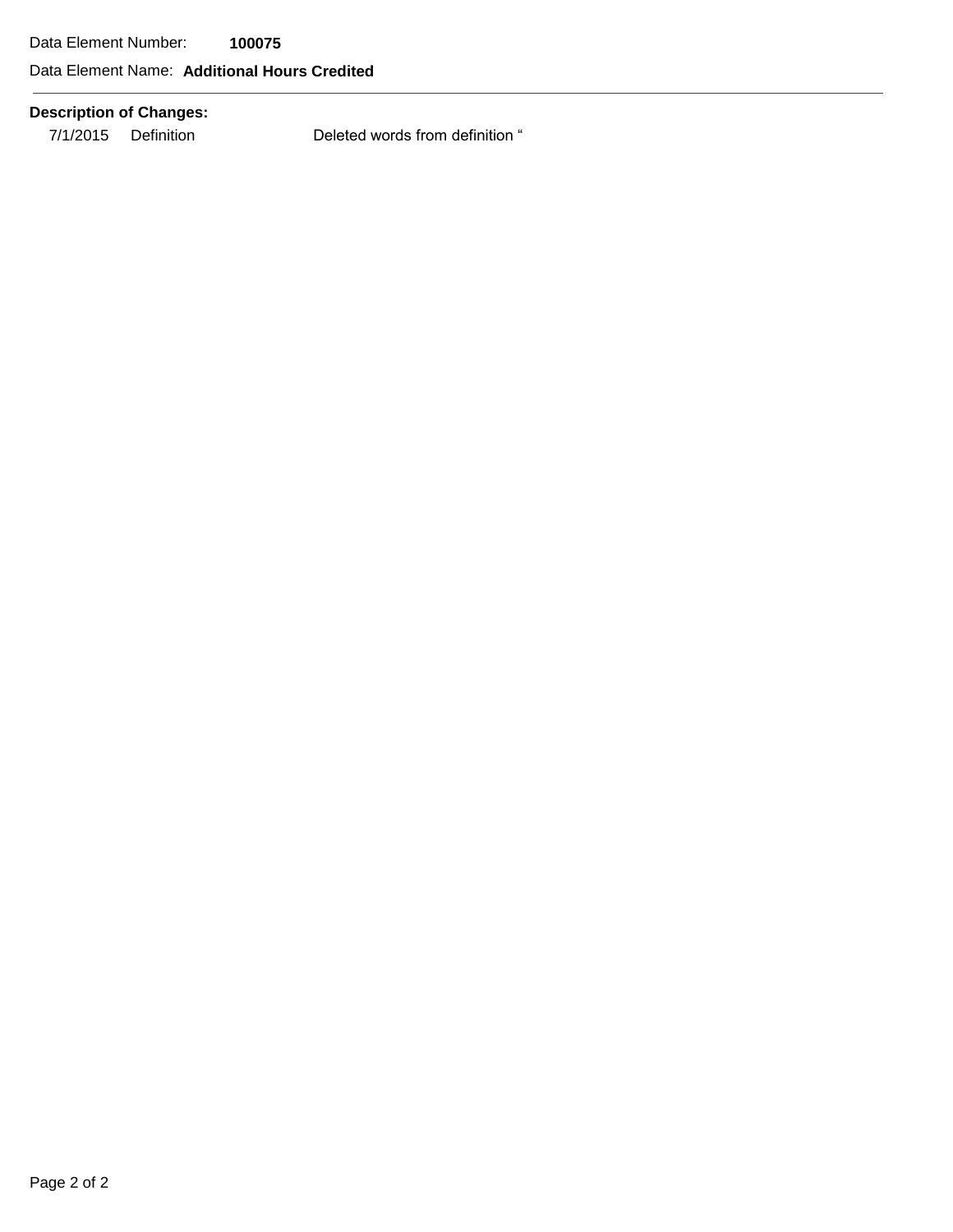Data Element Number: **100075**

Data Element Name: **Additional Hours Credited**

---

**Description of Changes:**

| | | |
|---|---|---|
| 7/1/2015 | Definition | Deleted words from definition “ |